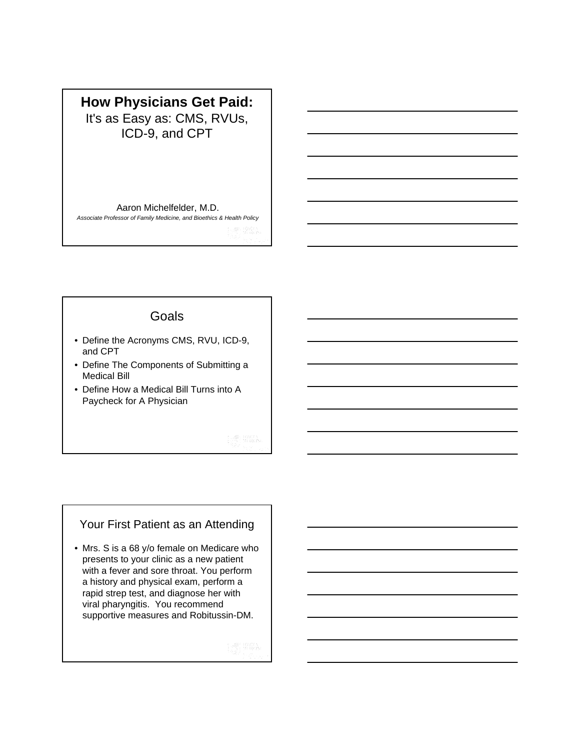# How Physicians Get Paid:

It's as Easy as: CMS, RVUs, ICD-9, and CPT

Aaron Michelfelder, M.D.

*Associate Professor of Family Medicine, and Bioethics & Health Policy*

## Goals

- Define the Acronyms CMS, RVU, ICD-9, and CPT
- Define The Components of Submitting a Medical Bill
- Define How a Medical Bill Turns into A Paycheck for A Physician

## Your First Patient as an Attending

- Mrs. S is a 68 y/o female on Medicare who presents to your clinic as a new patient with a fever and sore throat. You perform a history and physical exam, perform a rapid strep test, and diagnose her with viral pharyngitis. You recommend supportive measures and Robitussin-DM.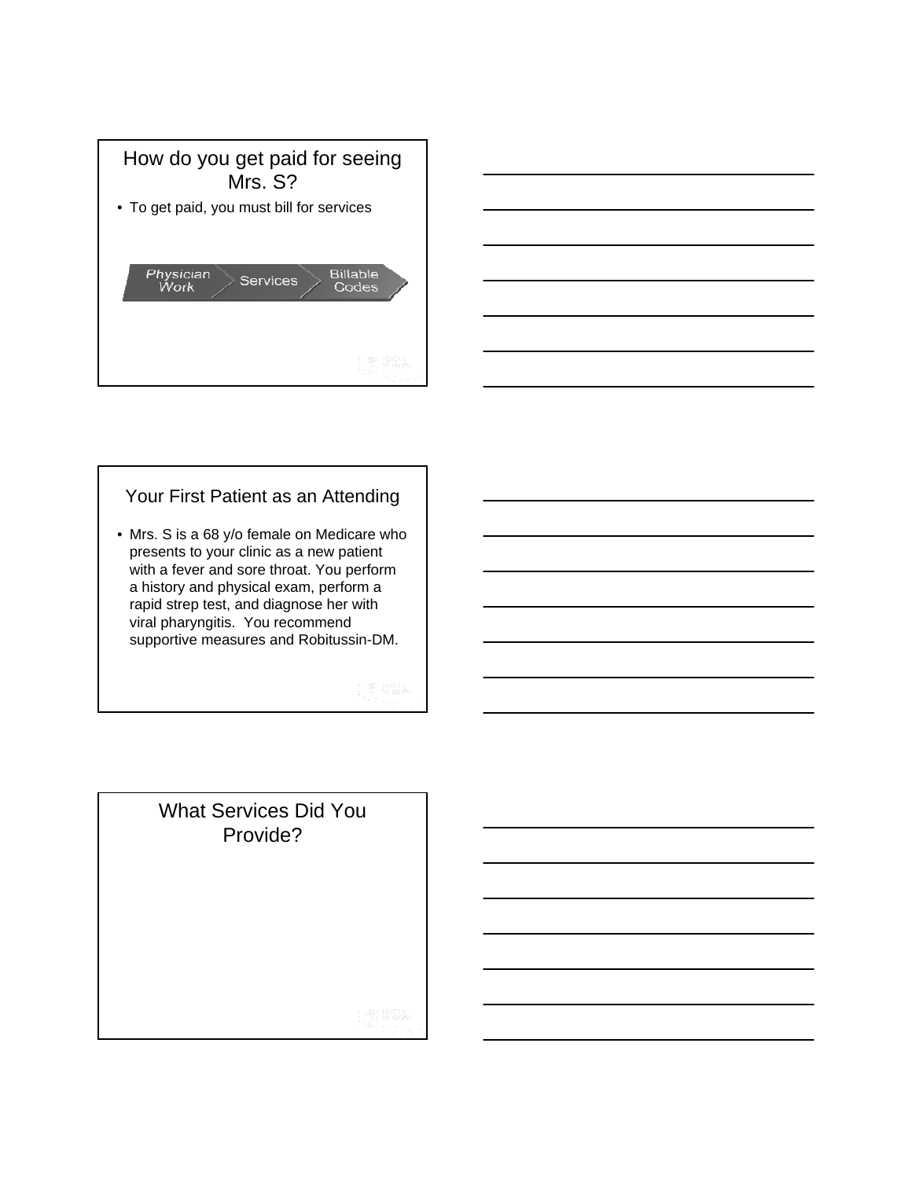## How do you get paid for seeing Mrs. S?

- To get paid, you must bill for services

Physician Work → Services → Billable Codes

## Your First Patient as an Attending

- Mrs. S is a 68 y/o female on Medicare who presents to your clinic as a new patient with a fever and sore throat. You perform a history and physical exam, perform a rapid strep test, and diagnose her with viral pharyngitis. You recommend supportive measures and Robitussin-DM.

## What Services Did You Provide?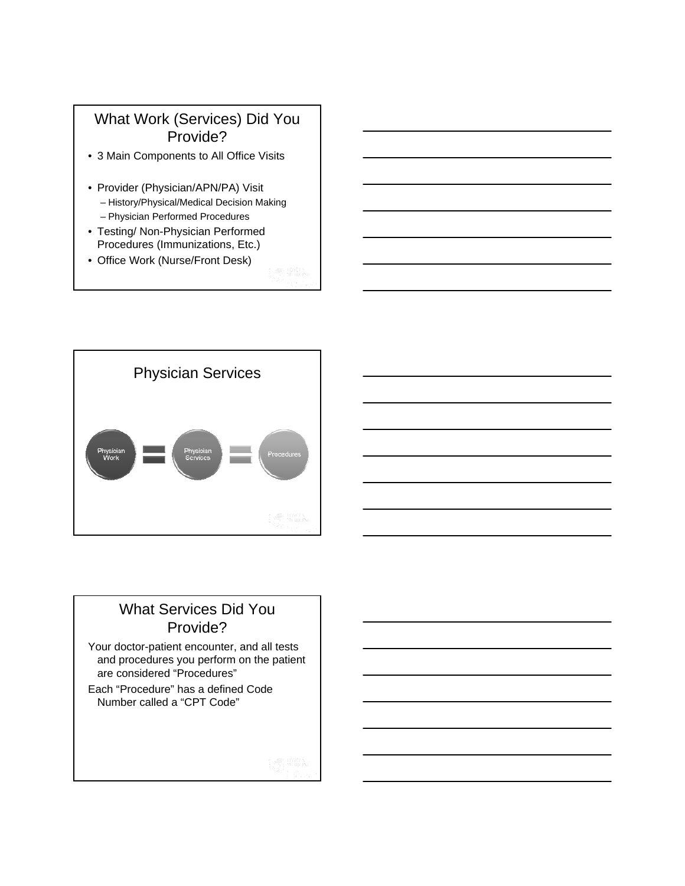## What Work (Services) Did You Provide?

- 3 Main Components to All Office Visits
- Provider (Physician/APN/PA) Visit
  - History/Physical/Medical Decision Making
  - Physician Performed Procedures
- Testing/ Non-Physician Performed Procedures (Immunizations, Etc.)
- Office Work (Nurse/Front Desk)

## Physician Services

Physician Work = Physician Services = Procedures

## What Services Did You Provide?

Your doctor-patient encounter, and all tests and procedures you perform on the patient are considered “Procedures”

Each “Procedure” has a defined Code Number called a “CPT Code”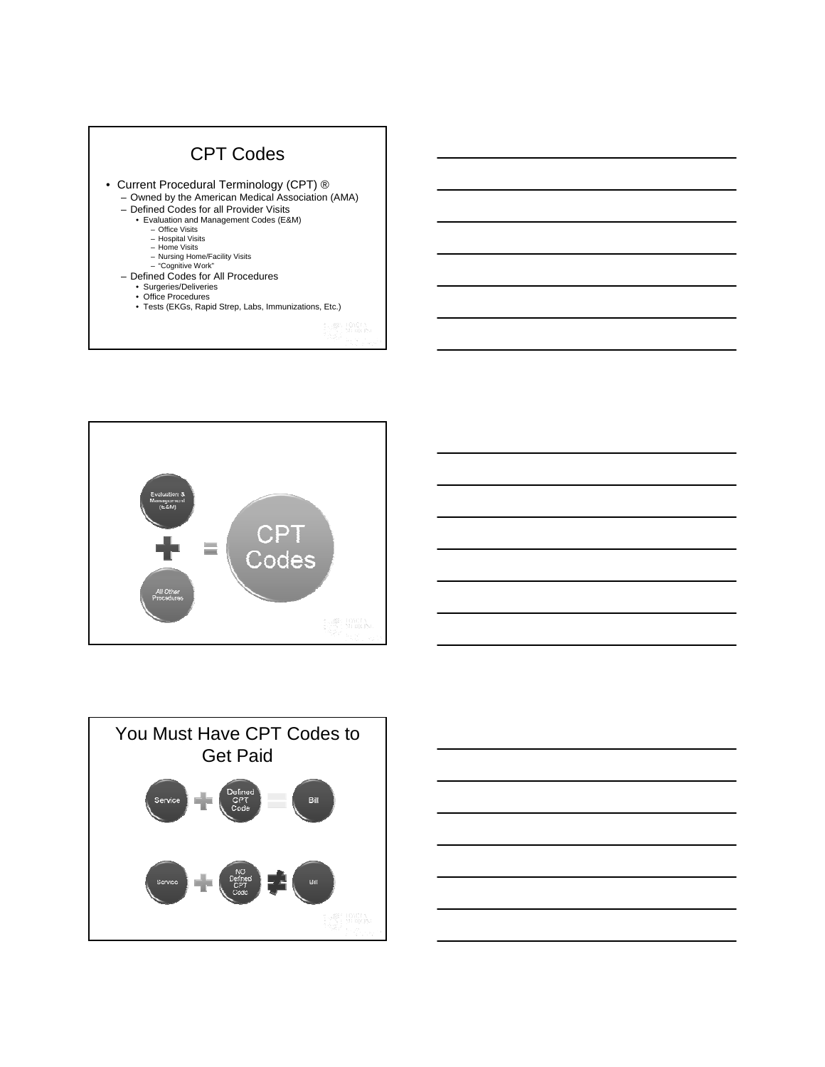## CPT Codes

- Current Procedural Terminology (CPT) ®
  - Owned by the American Medical Association (AMA)
  - Defined Codes for all Provider Visits
    - Evaluation and Management Codes (E&M)
      - Office Visits
      - Hospital Visits
      - Home Visits
      - Nursing Home/Facility Visits
      - "Cognitive Work"
  - Defined Codes for All Procedures
    - Surgeries/Deliveries
    - Office Procedures
    - Tests (EKGs, Rapid Strep, Labs, Immunizations, Etc.)

Evaluation & Management (E&M) + All Other Procedures = CPT Codes

## You Must Have CPT Codes to Get Paid

Service + Defined CPT Code = Bill

Service + NO Defined CPT Code ≠ Bill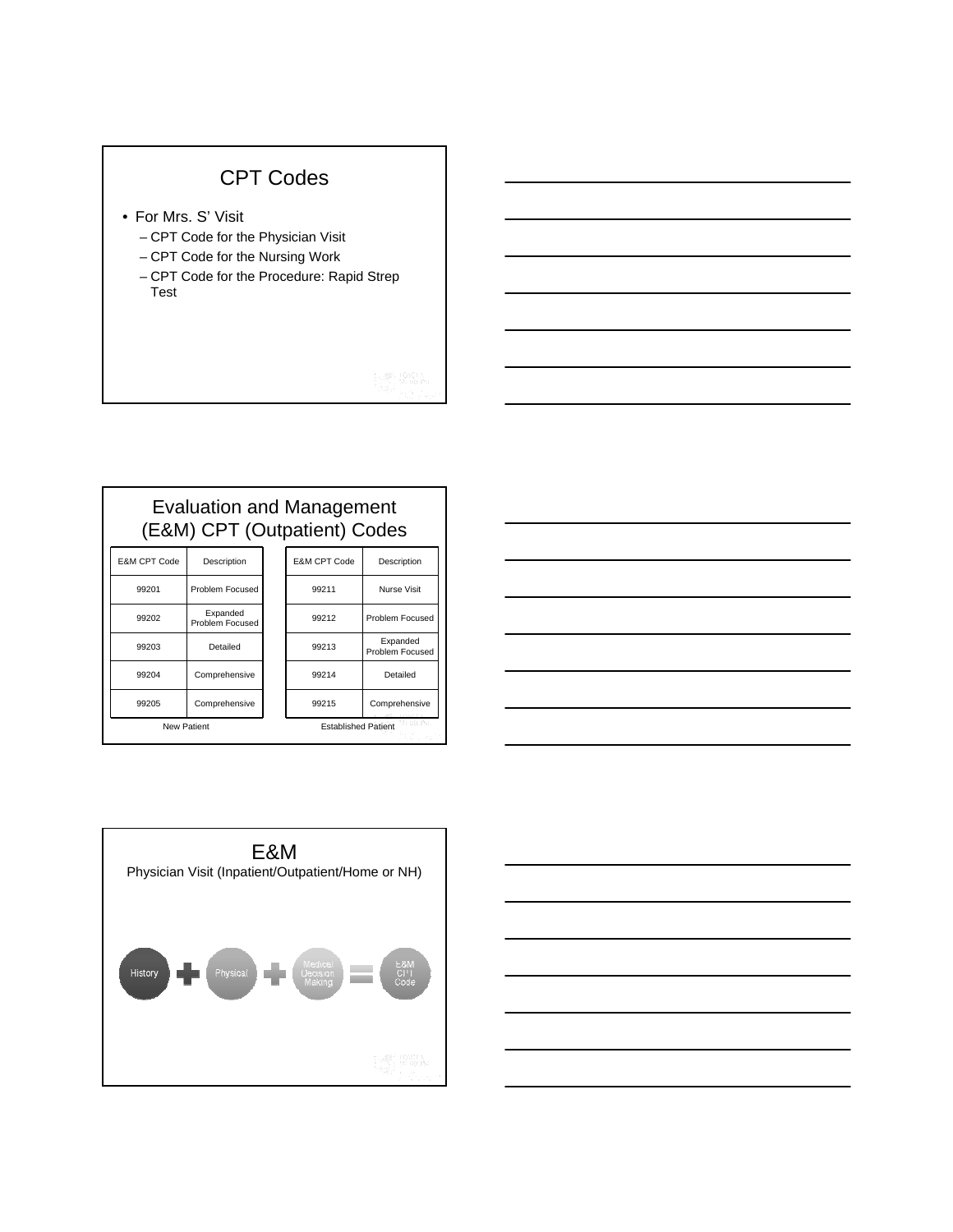## CPT Codes

- For Mrs. S' Visit
  - CPT Code for the Physician Visit
  - CPT Code for the Nursing Work
  - CPT Code for the Procedure: Rapid Strep Test

## Evaluation and Management (E&M) CPT (Outpatient) Codes

**New Patient**

| E&M CPT Code | Description |
| --- | --- |
| 99201 | Problem Focused |
| 99202 | Expanded Problem Focused |
| 99203 | Detailed |
| 99204 | Comprehensive |
| 99205 | Comprehensive |

**Established Patient**

| E&M CPT Code | Description |
| --- | --- |
| 99211 | Nurse Visit |
| 99212 | Problem Focused |
| 99213 | Expanded Problem Focused |
| 99214 | Detailed |
| 99215 | Comprehensive |

## E&M

Physician Visit (Inpatient/Outpatient/Home or NH)

History + Physical + Medical Decision Making = E&M CPT Code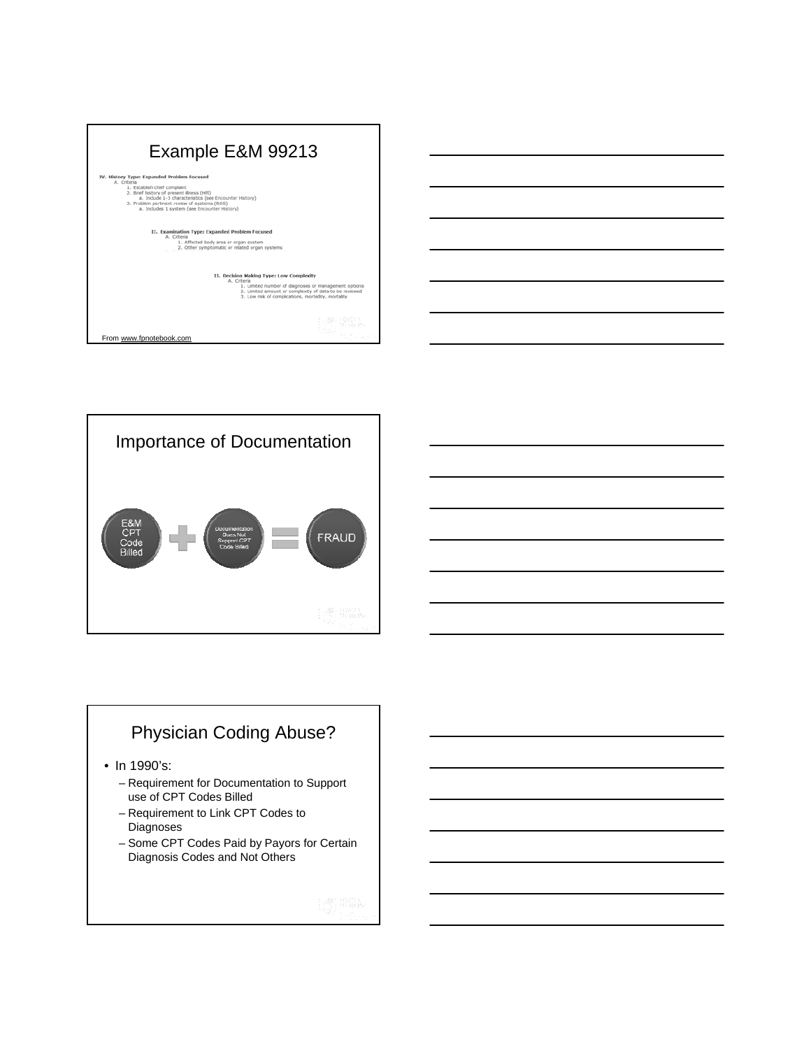## Example E&M 99213

**IV. History Type: Expanded Problem Focused**

A. Criteria

1. Establish chief complaint
2. Brief history of present illness (HPI)
   a. Include 1-3 characteristics (see Encounter History)
3. Problem pertinent review of systems (ROS)
   a. Includes 1 system (see Encounter History)

**II. Examination Type: Expanded Problem Focused**

A. Criteria

1. Affected body area or organ system
2. Other symptomatic or related organ systems

**II. Decision Making Type: Low Complexity**

A. Criteria

1. Limited number of diagnoses or management options
2. Limited amount or complexity of data to be reviewed
3. Low risk of complications, morbidity, mortality

From www.fpnotebook.com

## Importance of Documentation

E&M CPT Code Billed + Documentation Does Not Support CPT Code Billed = FRAUD

## Physician Coding Abuse?

- In 1990's:
  - Requirement for Documentation to Support use of CPT Codes Billed
  - Requirement to Link CPT Codes to Diagnoses
  - Some CPT Codes Paid by Payors for Certain Diagnosis Codes and Not Others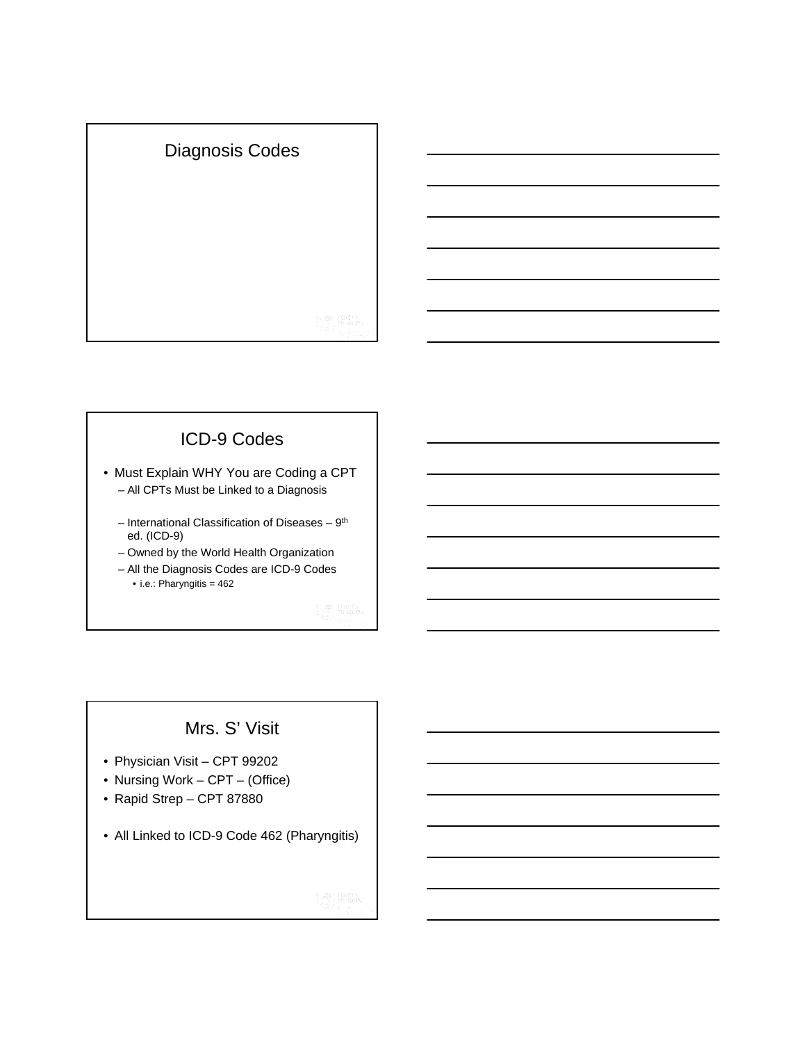## Diagnosis Codes

## ICD-9 Codes

- Must Explain WHY You are Coding a CPT
  - All CPTs Must be Linked to a Diagnosis
  - International Classification of Diseases – 9th ed. (ICD-9)
  - Owned by the World Health Organization
  - All the Diagnosis Codes are ICD-9 Codes
    - i.e.: Pharyngitis = 462

## Mrs. S' Visit

- Physician Visit – CPT 99202
- Nursing Work – CPT – (Office)
- Rapid Strep – CPT 87880
- All Linked to ICD-9 Code 462 (Pharyngitis)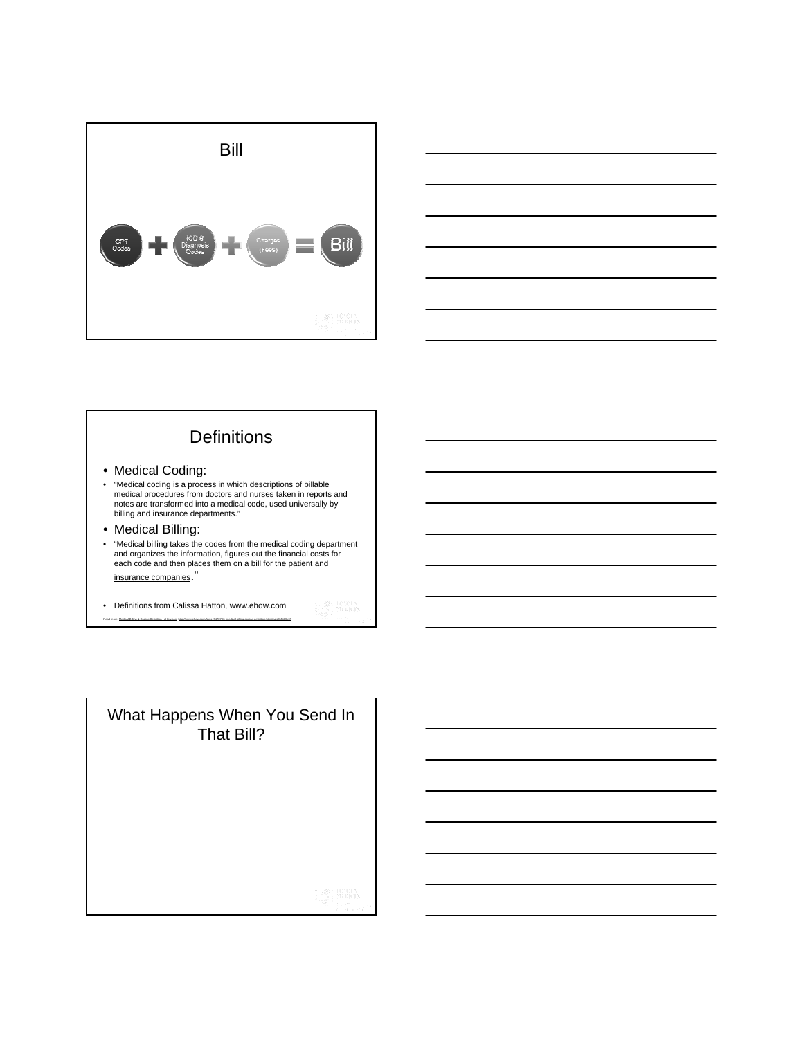## Bill

CPT Codes + ICD-9 Diagnosis Codes + Charges (Fees) = Bill

## Definitions

- Medical Coding:
- "Medical coding is a process in which descriptions of billable medical procedures from doctors and nurses taken in reports and notes are transformed into a medical code, used universally by billing and insurance departments."
- Medical Billing:
- "Medical billing takes the codes from the medical coding department and organizes the information, figures out the financial costs for each code and then places them on a bill for the patient and insurance companies."

- Definitions from Calissa Hatton, www.ehow.com

## What Happens When You Send In That Bill?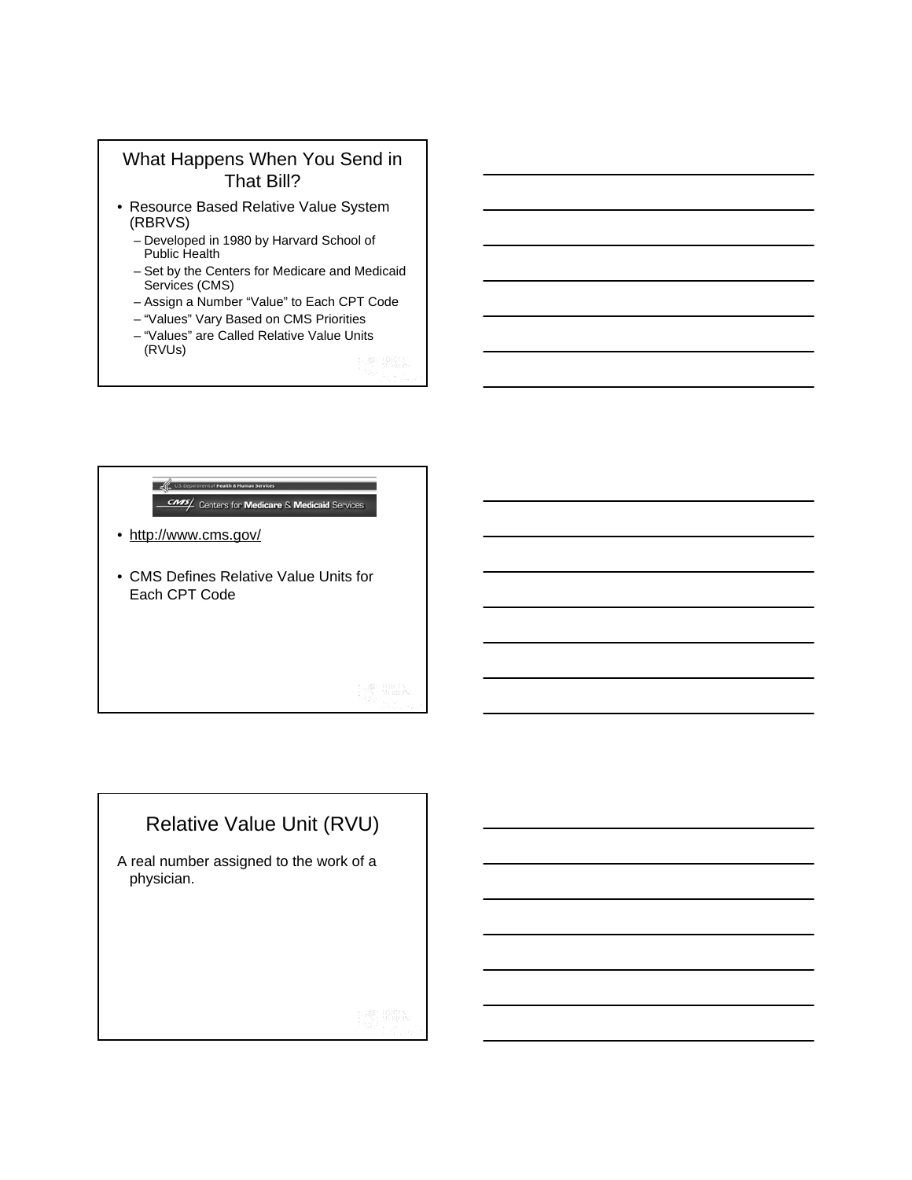## What Happens When You Send in That Bill?

- Resource Based Relative Value System (RBRVS)
  - Developed in 1980 by Harvard School of Public Health
  - Set by the Centers for Medicare and Medicaid Services (CMS)
  - Assign a Number "Value" to Each CPT Code
  - "Values" Vary Based on CMS Priorities
  - "Values" are Called Relative Value Units (RVUs)

---

U.S. Department of Health & Human Services

CMS Centers for Medicare & Medicaid Services

- http://www.cms.gov/
- CMS Defines Relative Value Units for Each CPT Code

---

## Relative Value Unit (RVU)

A real number assigned to the work of a physician.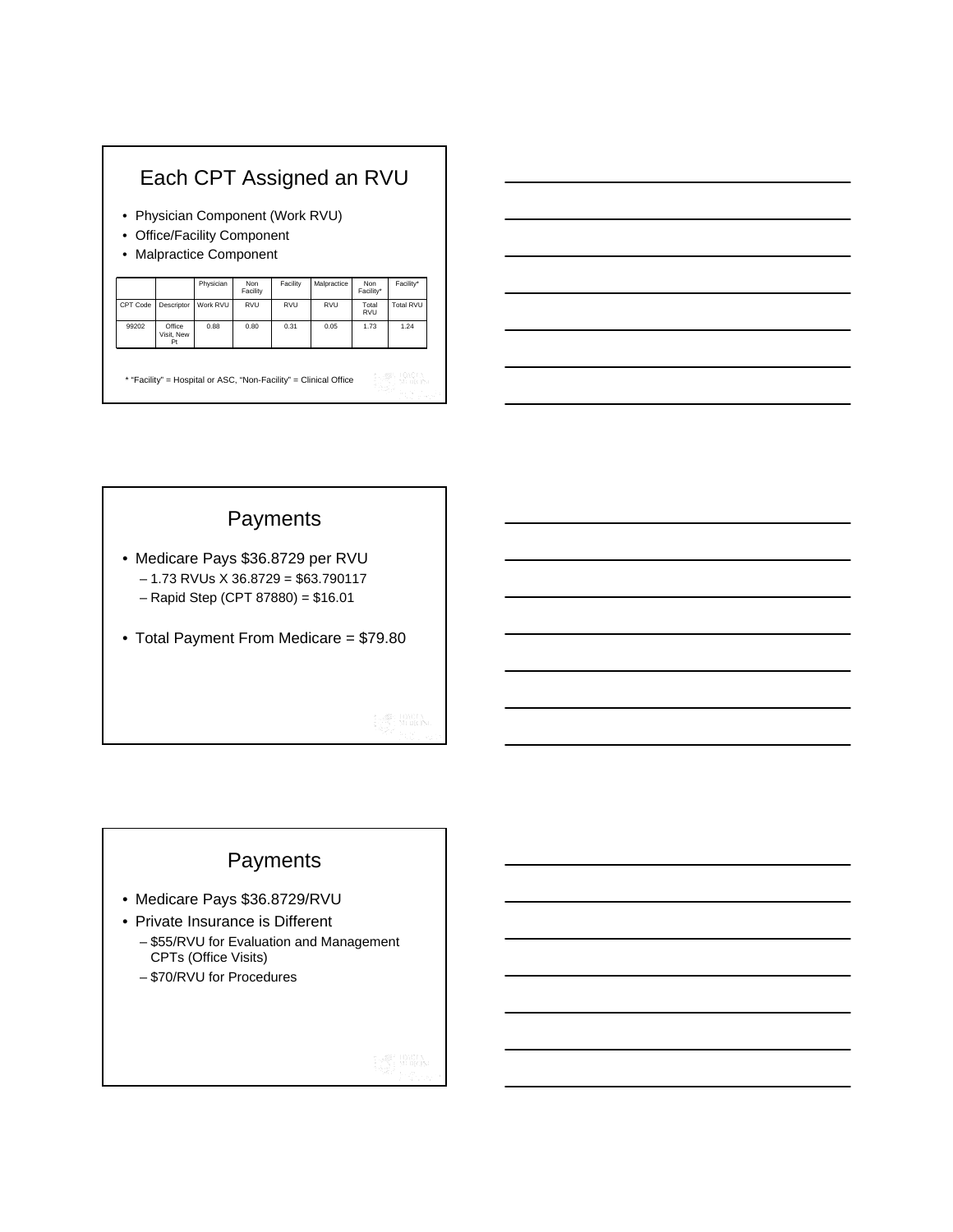## Each CPT Assigned an RVU

- Physician Component (Work RVU)
- Office/Facility Component
- Malpractice Component

| | | Physician | Non Facility | Facility | Malpractice | Non Facility* | Facility* |
|---|---|---|---|---|---|---|---|
| CPT Code | Descriptor | Work RVU | RVU | RVU | RVU | Total RVU | Total RVU |
| 99202 | Office Visit, New Pt | 0.88 | 0.80 | 0.31 | 0.05 | 1.73 | 1.24 |

* "Facility" = Hospital or ASC, "Non-Facility" = Clinical Office

## Payments

- Medicare Pays $36.8729 per RVU
  - 1.73 RVUs X 36.8729 = $63.790117
  - Rapid Step (CPT 87880) = $16.01
- Total Payment From Medicare = $79.80

## Payments

- Medicare Pays $36.8729/RVU
- Private Insurance is Different
  - $55/RVU for Evaluation and Management CPTs (Office Visits)
  - $70/RVU for Procedures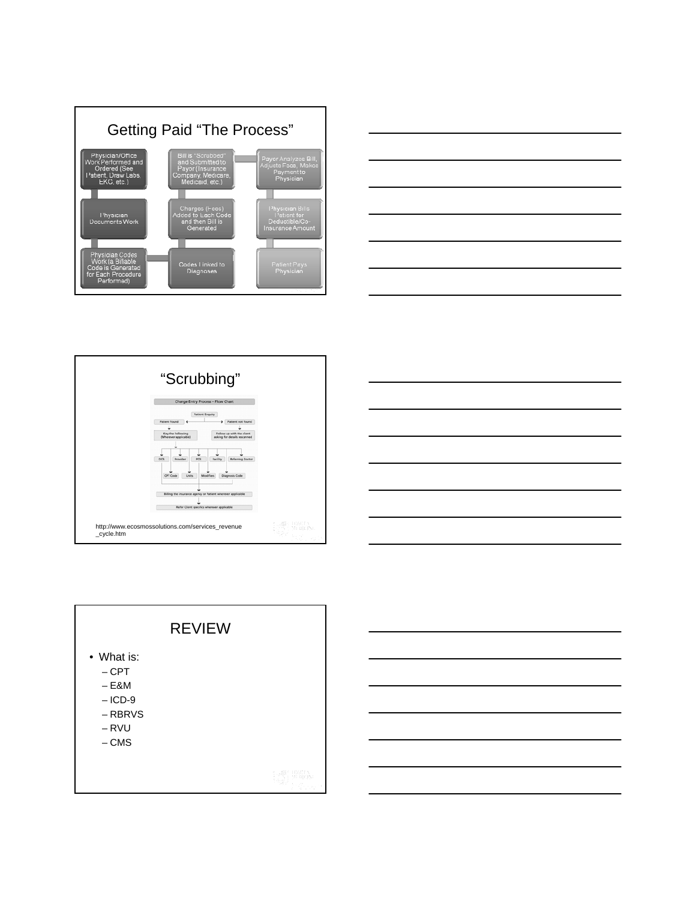## Getting Paid "The Process"

- Physician/Office Work Performed and Ordered (See Patient, Draw Labs, EKG, etc.)
- Physician Documents Work
- Physician Codes Work (a Billable Code is Generated for Each Procedure Performed)
- Codes Linked to Diagnoses
- Charges (Fees) Added to Each Code and then Bill is Generated
- Bill is "Scrubbed" and Submitted to Payor (Insurance Company, Medicare, Medicaid, etc.)
- Payor Analyzes Bill, Adjusts Fees, Makes Payment to Physician
- Physician Bills Patient for Deductible/Co-Insurance Amount
- Patient Pays Physician

## "Scrubbing"

**Charge Entry Process – Flow Chart**

- Patient Enquiry
  - Patient found → Key the following (Wherever applicable)
    - DOE, Provider, POS, Facility, Referring Doctor
    - CPT Code, Units, Modifiers, Diagnosis Code
    - Billing the insurance agency or Patient wherever applicable
    - Refer Client specifics wherever applicable
  - Patient not found → Follow up with the client asking for details rescanned

http://www.ecosmossolutions.com/services_revenue_cycle.htm

## REVIEW

- What is:
  - CPT
  - E&M
  - ICD-9
  - RBRVS
  - RVU
  - CMS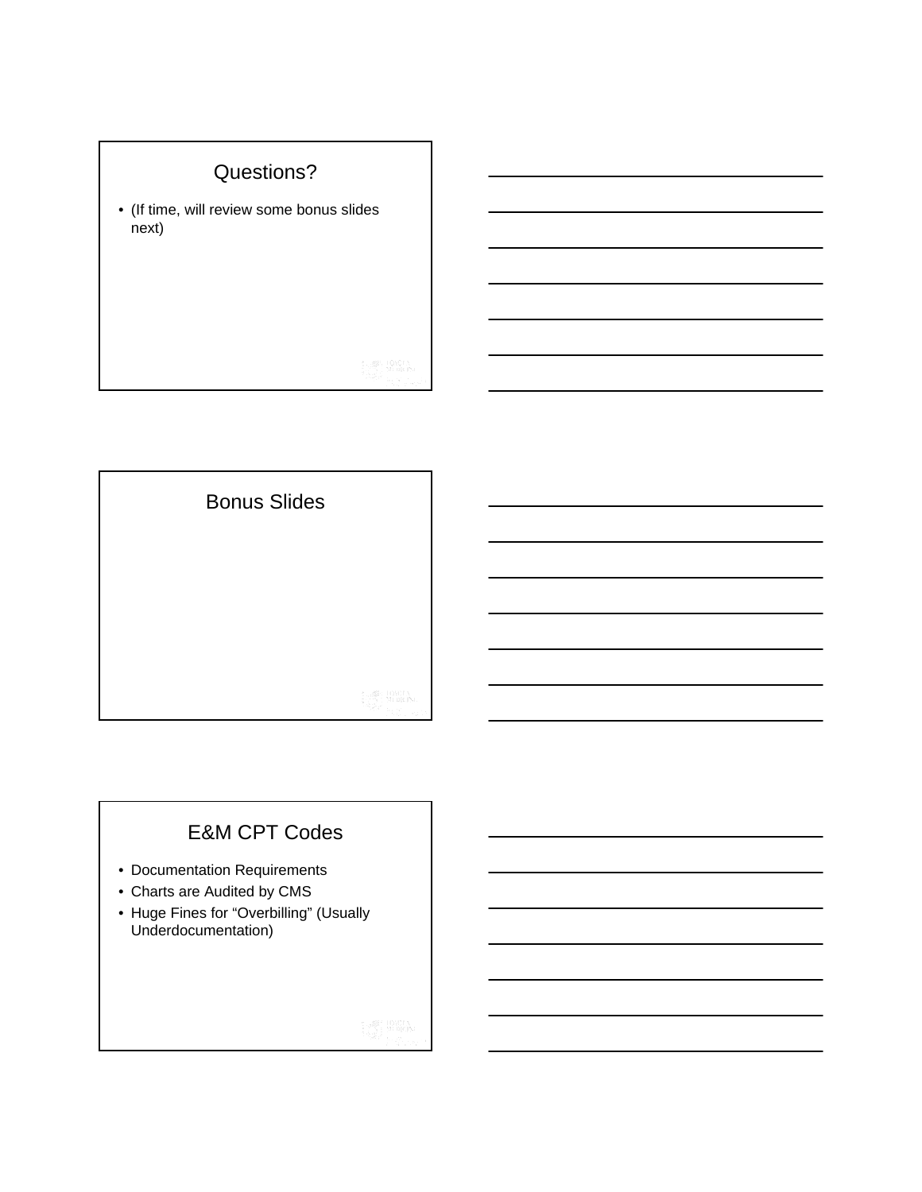## Questions?

- (If time, will review some bonus slides next)

## Bonus Slides

## E&M CPT Codes

- Documentation Requirements
- Charts are Audited by CMS
- Huge Fines for “Overbilling” (Usually Underdocumentation)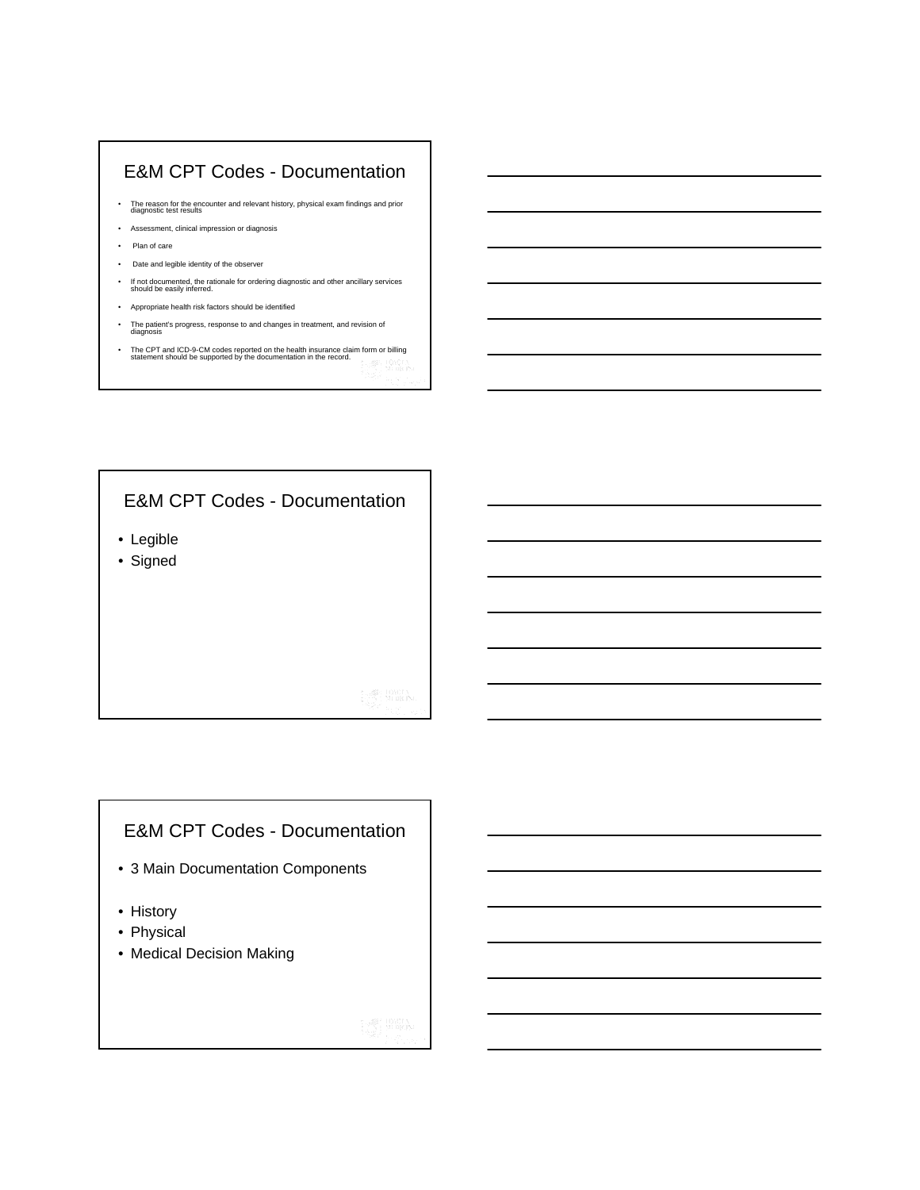## E&M CPT Codes - Documentation

- The reason for the encounter and relevant history, physical exam findings and prior diagnostic test results
- Assessment, clinical impression or diagnosis
- Plan of care
- Date and legible identity of the observer
- If not documented, the rationale for ordering diagnostic and other ancillary services should be easily inferred.
- Appropriate health risk factors should be identified
- The patient's progress, response to and changes in treatment, and revision of diagnosis
- The CPT and ICD-9-CM codes reported on the health insurance claim form or billing statement should be supported by the documentation in the record.

## E&M CPT Codes - Documentation

- Legible
- Signed

## E&M CPT Codes - Documentation

- 3 Main Documentation Components

- History
- Physical
- Medical Decision Making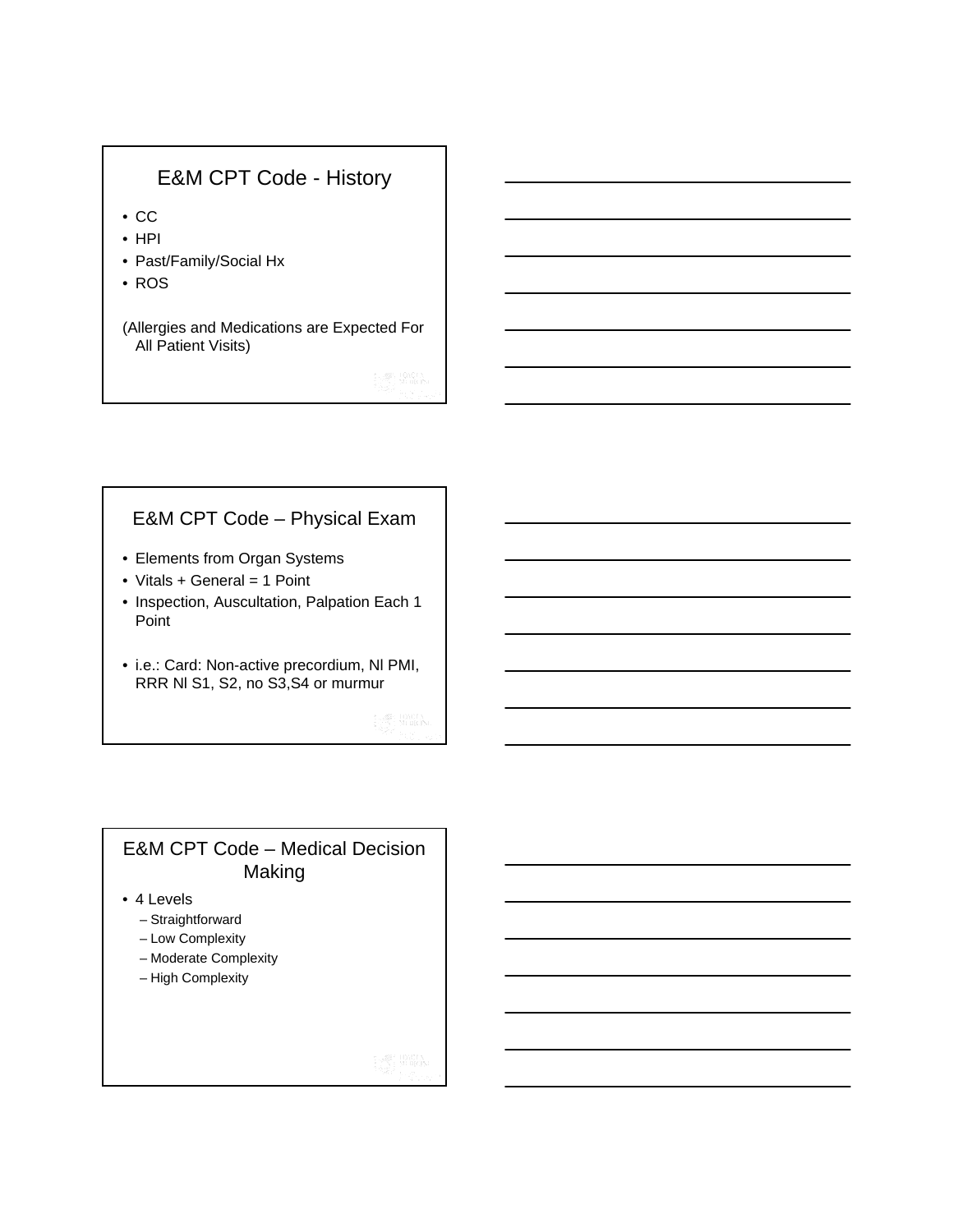## E&M CPT Code - History

- CC
- HPI
- Past/Family/Social Hx
- ROS

(Allergies and Medications are Expected For All Patient Visits)

## E&M CPT Code – Physical Exam

- Elements from Organ Systems
- Vitals + General = 1 Point
- Inspection, Auscultation, Palpation Each 1 Point
- i.e.: Card: Non-active precordium, Nl PMI, RRR Nl S1, S2, no S3,S4 or murmur

## E&M CPT Code – Medical Decision Making

- 4 Levels
  - Straightforward
  - Low Complexity
  - Moderate Complexity
  - High Complexity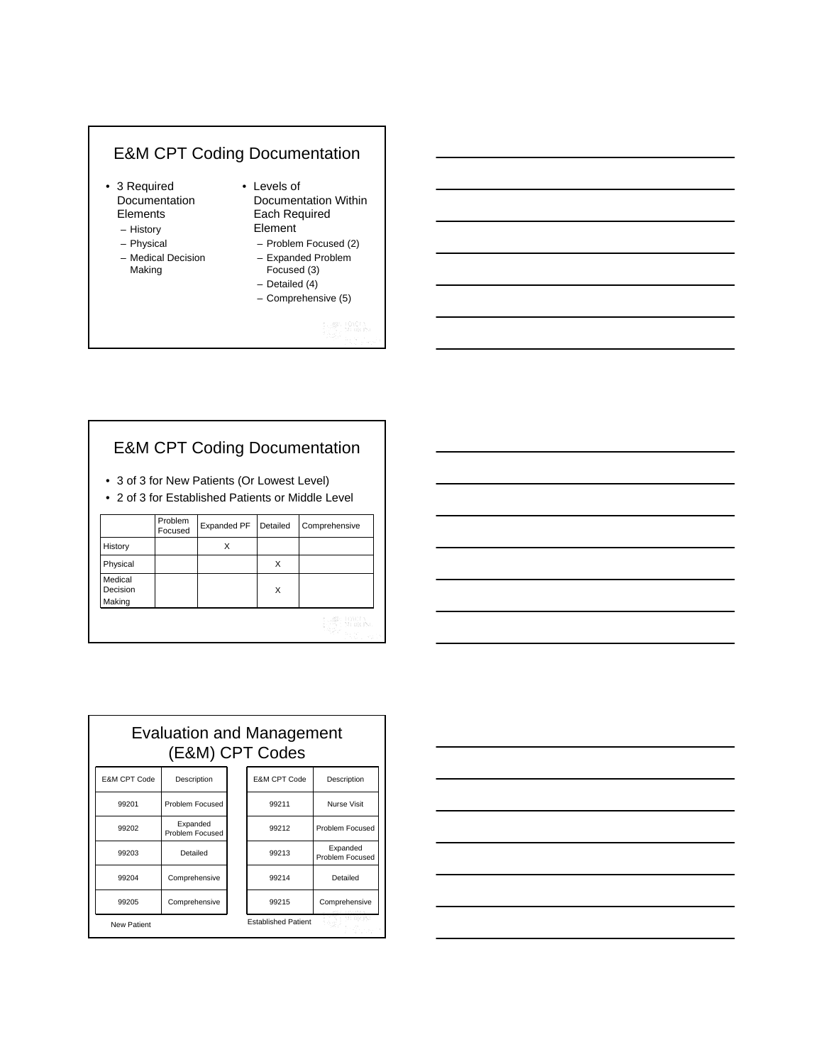## E&M CPT Coding Documentation

- 3 Required Documentation Elements
  - History
  - Physical
  - Medical Decision Making
- Levels of Documentation Within Each Required Element
  - Problem Focused (2)
  - Expanded Problem Focused (3)
  - Detailed (4)
  - Comprehensive (5)

## E&M CPT Coding Documentation

- 3 of 3 for New Patients (Or Lowest Level)
- 2 of 3 for Established Patients or Middle Level

| | Problem Focused | Expanded PF | Detailed | Comprehensive |
|---|---|---|---|---|
| History | | X | | |
| Physical | | | X | |
| Medical Decision Making | | | X | |

## Evaluation and Management (E&M) CPT Codes

| E&M CPT Code | Description |
|---|---|
| 99201 | Problem Focused |
| 99202 | Expanded Problem Focused |
| 99203 | Detailed |
| 99204 | Comprehensive |
| 99205 | Comprehensive |

New Patient

| E&M CPT Code | Description |
|---|---|
| 99211 | Nurse Visit |
| 99212 | Problem Focused |
| 99213 | Expanded Problem Focused |
| 99214 | Detailed |
| 99215 | Comprehensive |

Established Patient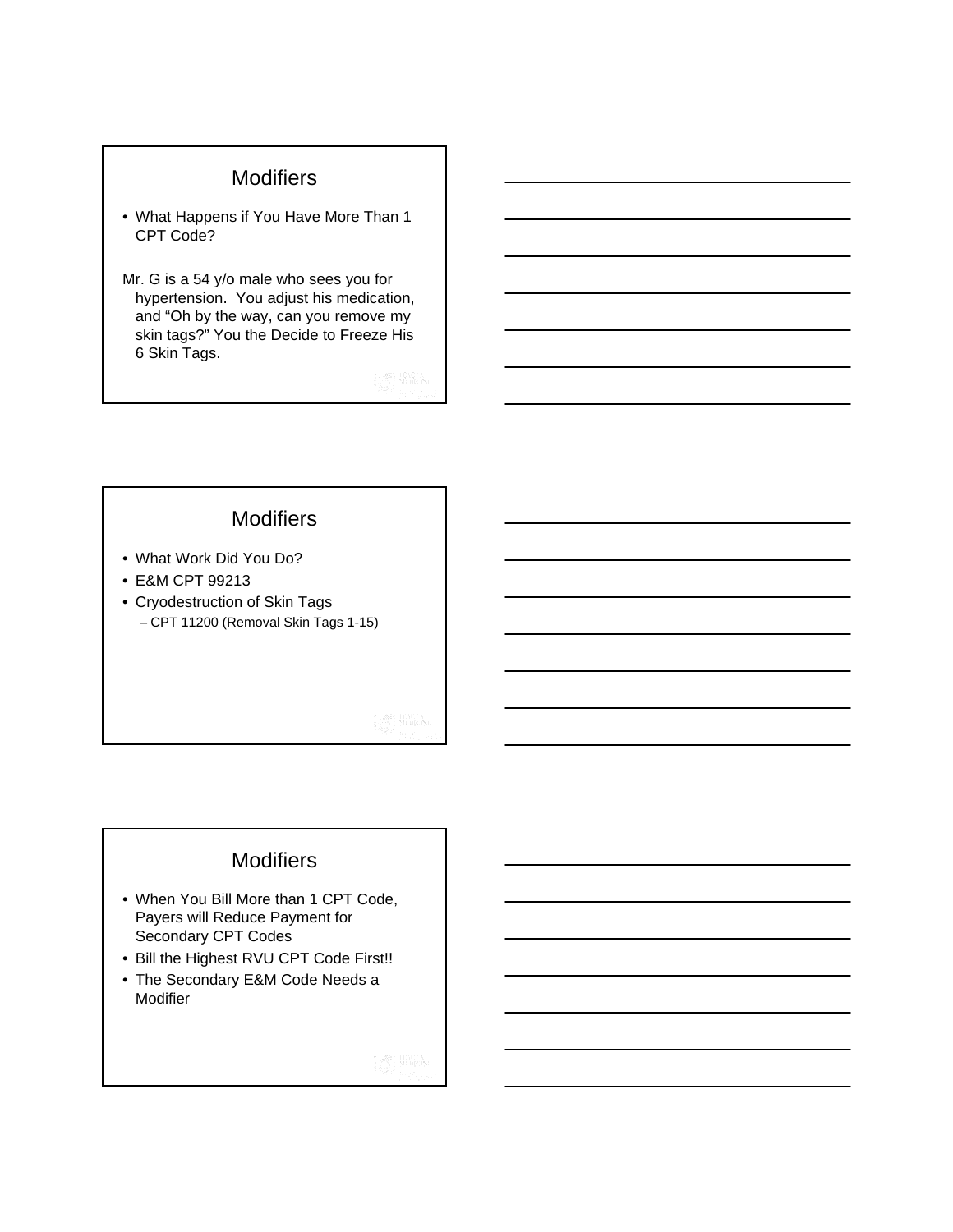## Modifiers

- What Happens if You Have More Than 1 CPT Code?

Mr. G is a 54 y/o male who sees you for hypertension. You adjust his medication, and "Oh by the way, can you remove my skin tags?" You the Decide to Freeze His 6 Skin Tags.

## Modifiers

- What Work Did You Do?
- E&M CPT 99213
- Cryodestruction of Skin Tags
  - CPT 11200 (Removal Skin Tags 1-15)

## Modifiers

- When You Bill More than 1 CPT Code, Payers will Reduce Payment for Secondary CPT Codes
- Bill the Highest RVU CPT Code First!!
- The Secondary E&M Code Needs a Modifier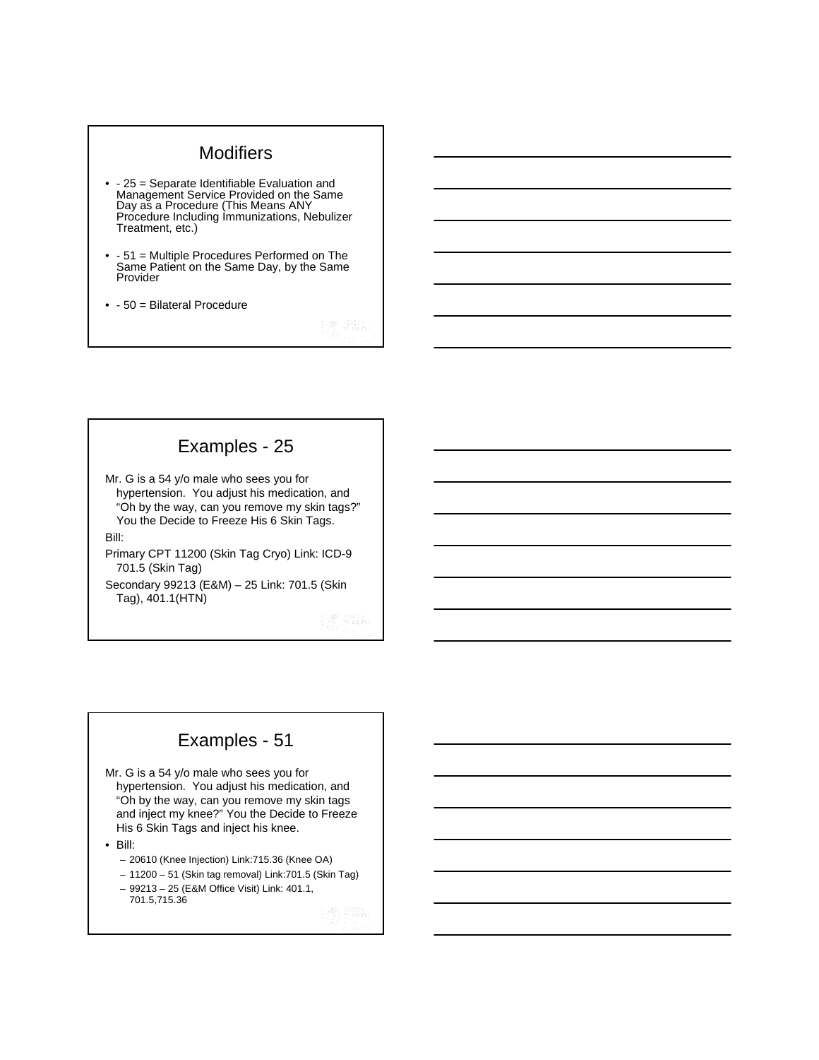## Modifiers

- - 25 = Separate Identifiable Evaluation and Management Service Provided on the Same Day as a Procedure (This Means ANY Procedure Including Immunizations, Nebulizer Treatment, etc.)
- - 51 = Multiple Procedures Performed on The Same Patient on the Same Day, by the Same Provider
- - 50 = Bilateral Procedure

## Examples - 25

Mr. G is a 54 y/o male who sees you for hypertension. You adjust his medication, and "Oh by the way, can you remove my skin tags?" You the Decide to Freeze His 6 Skin Tags.

Bill:

Primary CPT 11200 (Skin Tag Cryo) Link: ICD-9 701.5 (Skin Tag)

Secondary 99213 (E&M) – 25 Link: 701.5 (Skin Tag), 401.1(HTN)

## Examples - 51

Mr. G is a 54 y/o male who sees you for hypertension. You adjust his medication, and "Oh by the way, can you remove my skin tags and inject my knee?" You the Decide to Freeze His 6 Skin Tags and inject his knee.

- Bill:
  - 20610 (Knee Injection) Link:715.36 (Knee OA)
  - 11200 – 51 (Skin tag removal) Link:701.5 (Skin Tag)
  - 99213 – 25 (E&M Office Visit) Link: 401.1, 701.5,715.36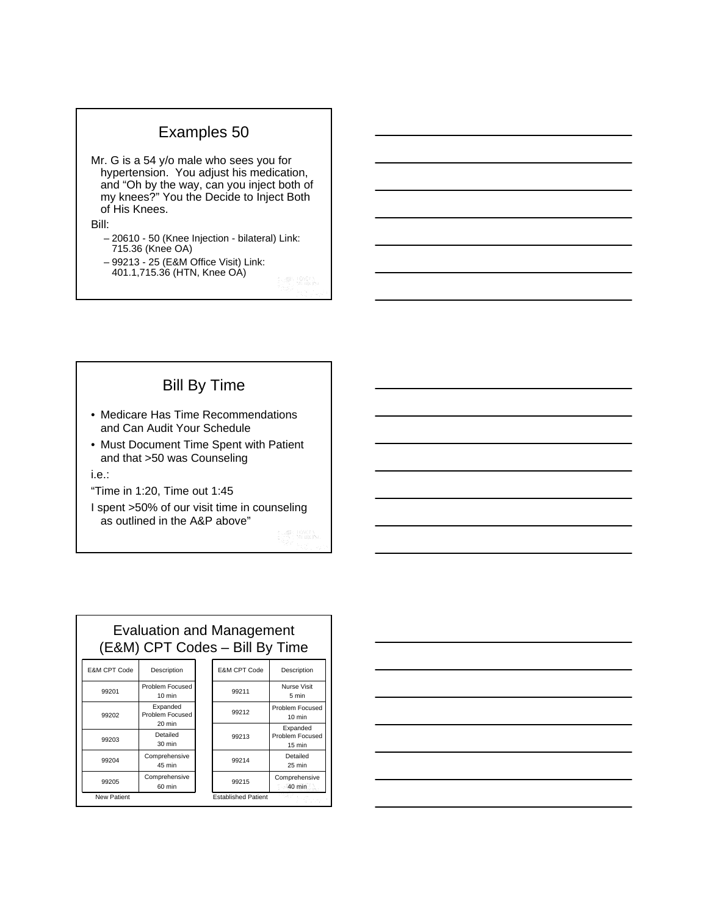## Examples 50

Mr. G is a 54 y/o male who sees you for hypertension. You adjust his medication, and “Oh by the way, can you inject both of my knees?” You the Decide to Inject Both of His Knees.

Bill:

- 20610 - 50 (Knee Injection - bilateral) Link: 715.36 (Knee OA)
- 99213 - 25 (E&M Office Visit) Link: 401.1,715.36 (HTN, Knee OA)

## Bill By Time

- Medicare Has Time Recommendations and Can Audit Your Schedule
- Must Document Time Spent with Patient and that >50 was Counseling

i.e.:

“Time in 1:20, Time out 1:45

I spent >50% of our visit time in counseling as outlined in the A&P above”

## Evaluation and Management (E&M) CPT Codes – Bill By Time

New Patient

| E&M CPT Code | Description |
|---|---|
| 99201 | Problem Focused 10 min |
| 99202 | Expanded Problem Focused 20 min |
| 99203 | Detailed 30 min |
| 99204 | Comprehensive 45 min |
| 99205 | Comprehensive 60 min |

Established Patient

| E&M CPT Code | Description |
|---|---|
| 99211 | Nurse Visit 5 min |
| 99212 | Problem Focused 10 min |
| 99213 | Expanded Problem Focused 15 min |
| 99214 | Detailed 25 min |
| 99215 | Comprehensive 40 min |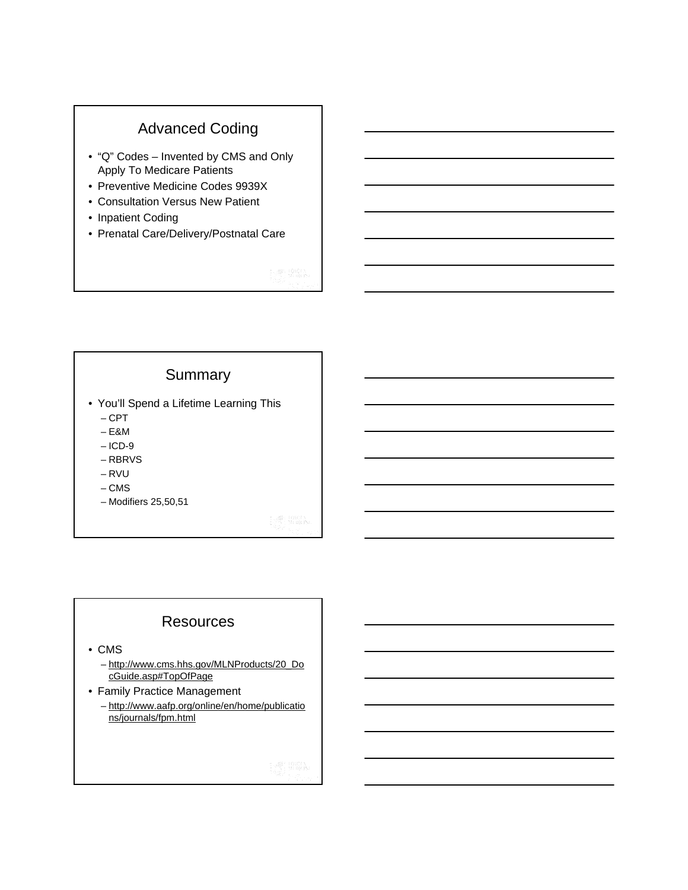## Advanced Coding

- "Q" Codes – Invented by CMS and Only Apply To Medicare Patients
- Preventive Medicine Codes 9939X
- Consultation Versus New Patient
- Inpatient Coding
- Prenatal Care/Delivery/Postnatal Care

## Summary

- You'll Spend a Lifetime Learning This
  - CPT
  - E&M
  - ICD-9
  - RBRVS
  - RVU
  - CMS
  - Modifiers 25,50,51

## Resources

- CMS
  - http://www.cms.hhs.gov/MLNProducts/20_DocGuide.asp#TopOfPage
- Family Practice Management
  - http://www.aafp.org/online/en/home/publications/journals/fpm.html